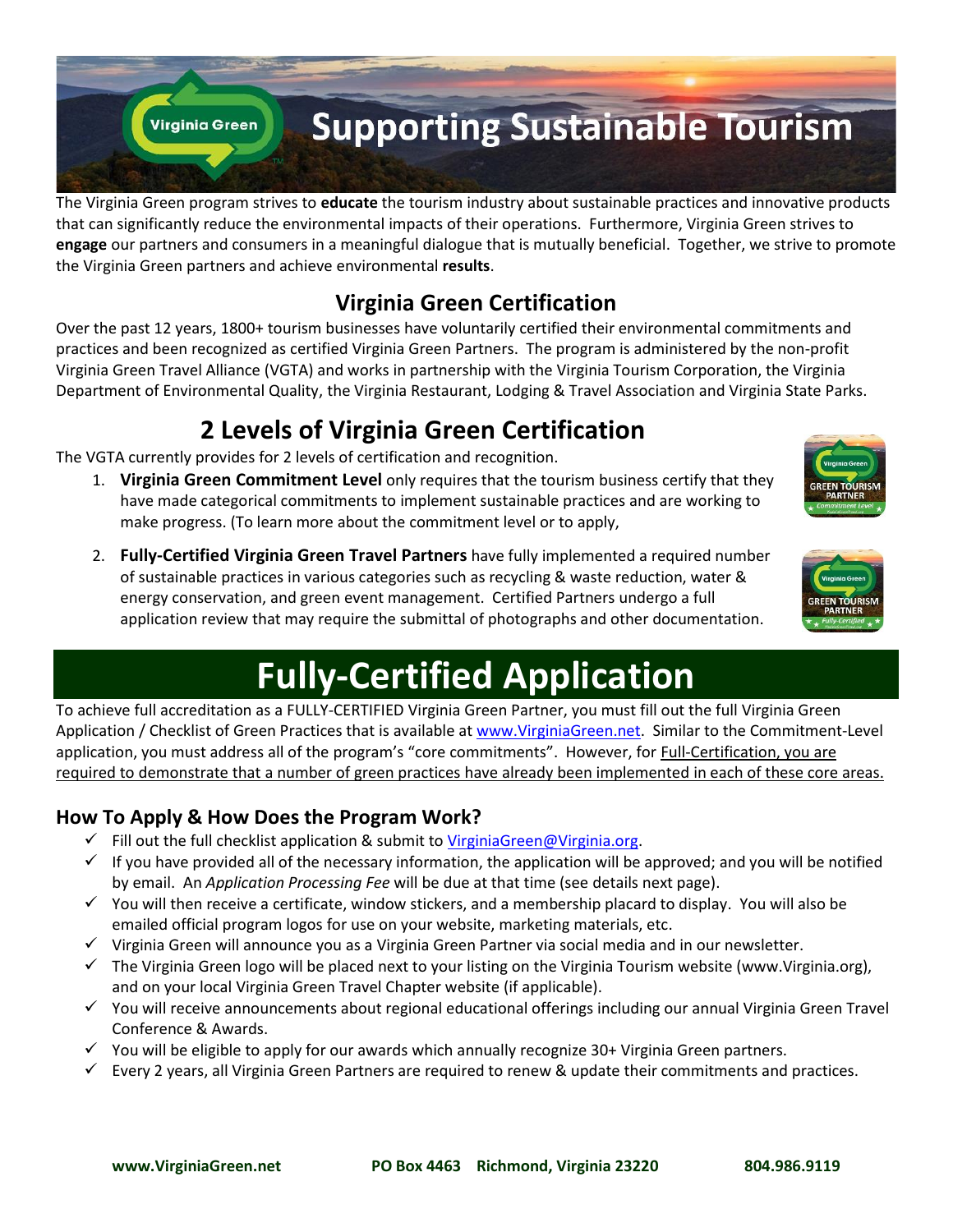# Supporting Sustainable Tourism

The Virginia Green program strives to **educate** the tourism industry about sustainable practices and innovative products that can significantly reduce the environmental impacts of their operations. Furthermore, Virginia Green strives to **engage** our partners and consumers in a meaningful dialogue that is mutually beneficial. Together, we strive to promote the Virginia Green partners and achieve environmental **results**.

## Virginia Green Certification

Over the past 12 years, 1800+ tourism businesses have voluntarily certified their environmental commitments and practices and been recognized as certified Virginia Green Partners. The program is administered by the non-profit Virginia Green Travel Alliance (VGTA) and works in partnership with the Virginia Tourism Corporation, the Virginia Department of Environmental Quality, the Virginia Restaurant, Lodging & Travel Association and Virginia State Parks.

## 2 Levels of Virginia Green Certification

The VGTA currently provides for 2 levels of certification and recognition.

1. **Virginia Green Commitment Level** only requires that the tourism business certify that they have made categorical commitments to implement sustainable practices and are working to make progress. (To learn more about the commitment level or to apply,
2. **Fully-Certified Virginia Green Travel Partners** have fully implemented a required number of sustainable practices in various categories such as recycling & waste reduction, water & energy conservation, and green event management. Certified Partners undergo a full application review that may require the submittal of photographs and other documentation.

# Fully-Certified Application

To achieve full accreditation as a FULLY-CERTIFIED Virginia Green Partner, you must fill out the full Virginia Green Application / Checklist of Green Practices that is available at www.VirginiaGreen.net. Similar to the Commitment-Level application, you must address all of the program's "core commitments". However, for Full-Certification, you are required to demonstrate that a number of green practices have already been implemented in each of these core areas.

### How To Apply & How Does the Program Work?

- ✓ Fill out the full checklist application & submit to VirginiaGreen@Virginia.org.
- ✓ If you have provided all of the necessary information, the application will be approved; and you will be notified by email. An *Application Processing Fee* will be due at that time (see details next page).
- ✓ You will then receive a certificate, window stickers, and a membership placard to display. You will also be emailed official program logos for use on your website, marketing materials, etc.
- ✓ Virginia Green will announce you as a Virginia Green Partner via social media and in our newsletter.
- ✓ The Virginia Green logo will be placed next to your listing on the Virginia Tourism website (www.Virginia.org), and on your local Virginia Green Travel Chapter website (if applicable).
- ✓ You will receive announcements about regional educational offerings including our annual Virginia Green Travel Conference & Awards.
- ✓ You will be eligible to apply for our awards which annually recognize 30+ Virginia Green partners.
- ✓ Every 2 years, all Virginia Green Partners are required to renew & update their commitments and practices.

**www.VirginiaGreen.net** **PO Box 4463 Richmond, Virginia 23220** **804.986.9119**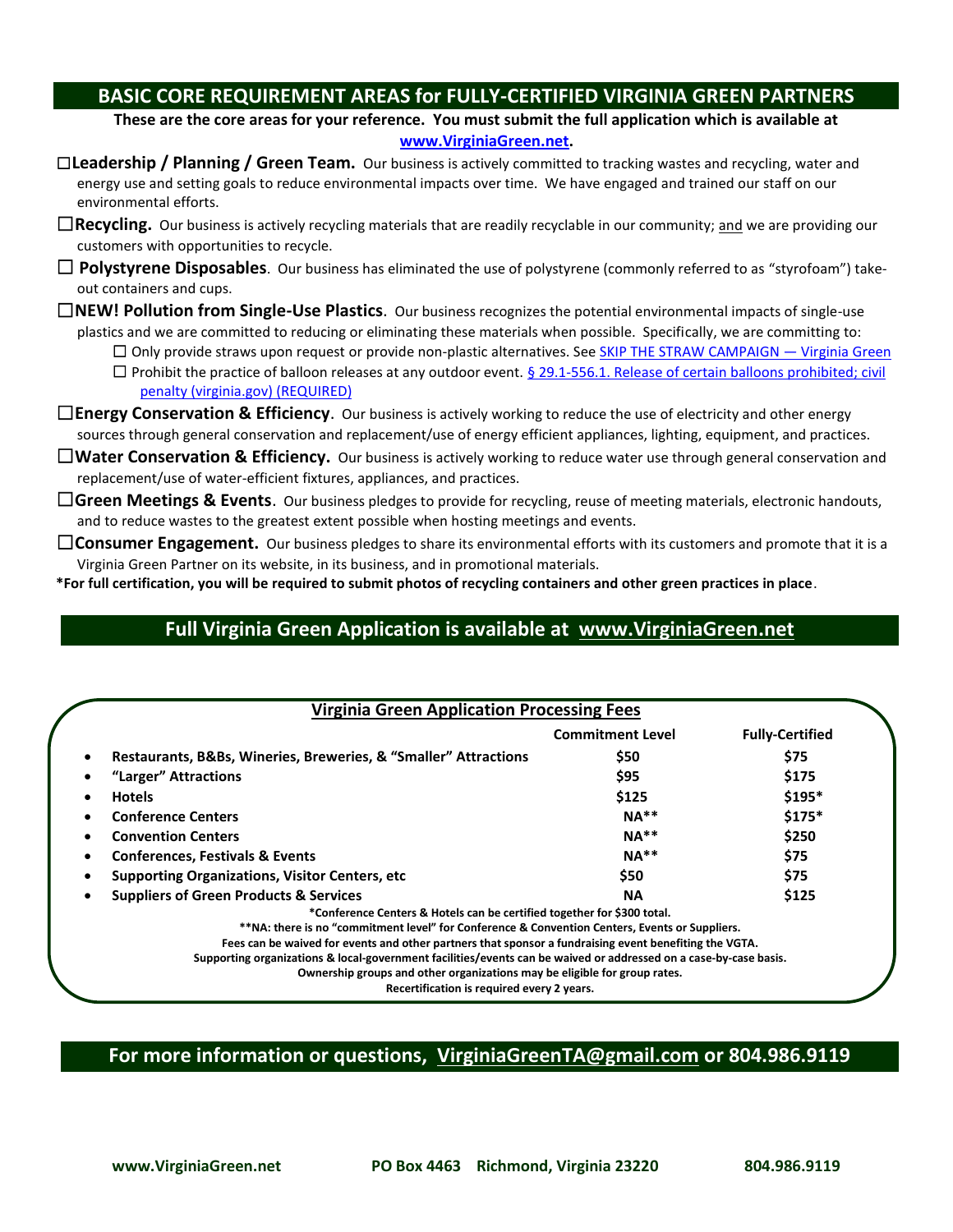## BASIC CORE REQUIREMENT AREAS for FULLY-CERTIFIED VIRGINIA GREEN PARTNERS

**These are the core areas for your reference. You must submit the full application which is available at [www.VirginiaGreen.net](www.VirginiaGreen.net).**

- ☐ **Leadership / Planning / Green Team.** Our business is actively committed to tracking wastes and recycling, water and energy use and setting goals to reduce environmental impacts over time. We have engaged and trained our staff on our environmental efforts.
- ☐ **Recycling.** Our business is actively recycling materials that are readily recyclable in our community; and we are providing our customers with opportunities to recycle.
- ☐ **Polystyrene Disposables**. Our business has eliminated the use of polystyrene (commonly referred to as "styrofoam") take-out containers and cups.
- ☐ **NEW! Pollution from Single-Use Plastics**. Our business recognizes the potential environmental impacts of single-use plastics and we are committed to reducing or eliminating these materials when possible. Specifically, we are committing to:
  - ☐ Only provide straws upon request or provide non-plastic alternatives. See SKIP THE STRAW CAMPAIGN — Virginia Green
  - ☐ Prohibit the practice of balloon releases at any outdoor event. § 29.1-556.1. Release of certain balloons prohibited; civil penalty (virginia.gov) (REQUIRED)
- ☐ **Energy Conservation & Efficiency**. Our business is actively working to reduce the use of electricity and other energy sources through general conservation and replacement/use of energy efficient appliances, lighting, equipment, and practices.
- ☐ **Water Conservation & Efficiency.** Our business is actively working to reduce water use through general conservation and replacement/use of water-efficient fixtures, appliances, and practices.
- ☐ **Green Meetings & Events**. Our business pledges to provide for recycling, reuse of meeting materials, electronic handouts, and to reduce wastes to the greatest extent possible when hosting meetings and events.
- ☐ **Consumer Engagement.** Our business pledges to share its environmental efforts with its customers and promote that it is a Virginia Green Partner on its website, in its business, and in promotional materials.

***For full certification, you will be required to submit photos of recycling containers and other green practices in place**.

## Full Virginia Green Application is available at www.VirginiaGreen.net

### Virginia Green Application Processing Fees

| | Commitment Level | Fully-Certified |
|---|---|---|
| Restaurants, B&Bs, Wineries, Breweries, & "Smaller" Attractions | $50 | $75 |
| "Larger" Attractions | $95 | $175 |
| Hotels | $125 | $195* |
| Conference Centers | NA** | $175* |
| Convention Centers | NA** | $250 |
| Conferences, Festivals & Events | NA** | $75 |
| Supporting Organizations, Visitor Centers, etc | $50 | $75 |
| Suppliers of Green Products & Services | NA | $125 |

*Conference Centers & Hotels can be certified together for $300 total.
**NA: there is no "commitment level" for Conference & Convention Centers, Events or Suppliers.
Fees can be waived for events and other partners that sponsor a fundraising event benefiting the VGTA.
Supporting organizations & local-government facilities/events can be waived or addressed on a case-by-case basis.
Ownership groups and other organizations may be eligible for group rates.
Recertification is required every 2 years.

## For more information or questions, VirginiaGreenTA@gmail.com or 804.986.9119

**www.VirginiaGreen.net    PO Box 4463 Richmond, Virginia 23220    804.986.9119**